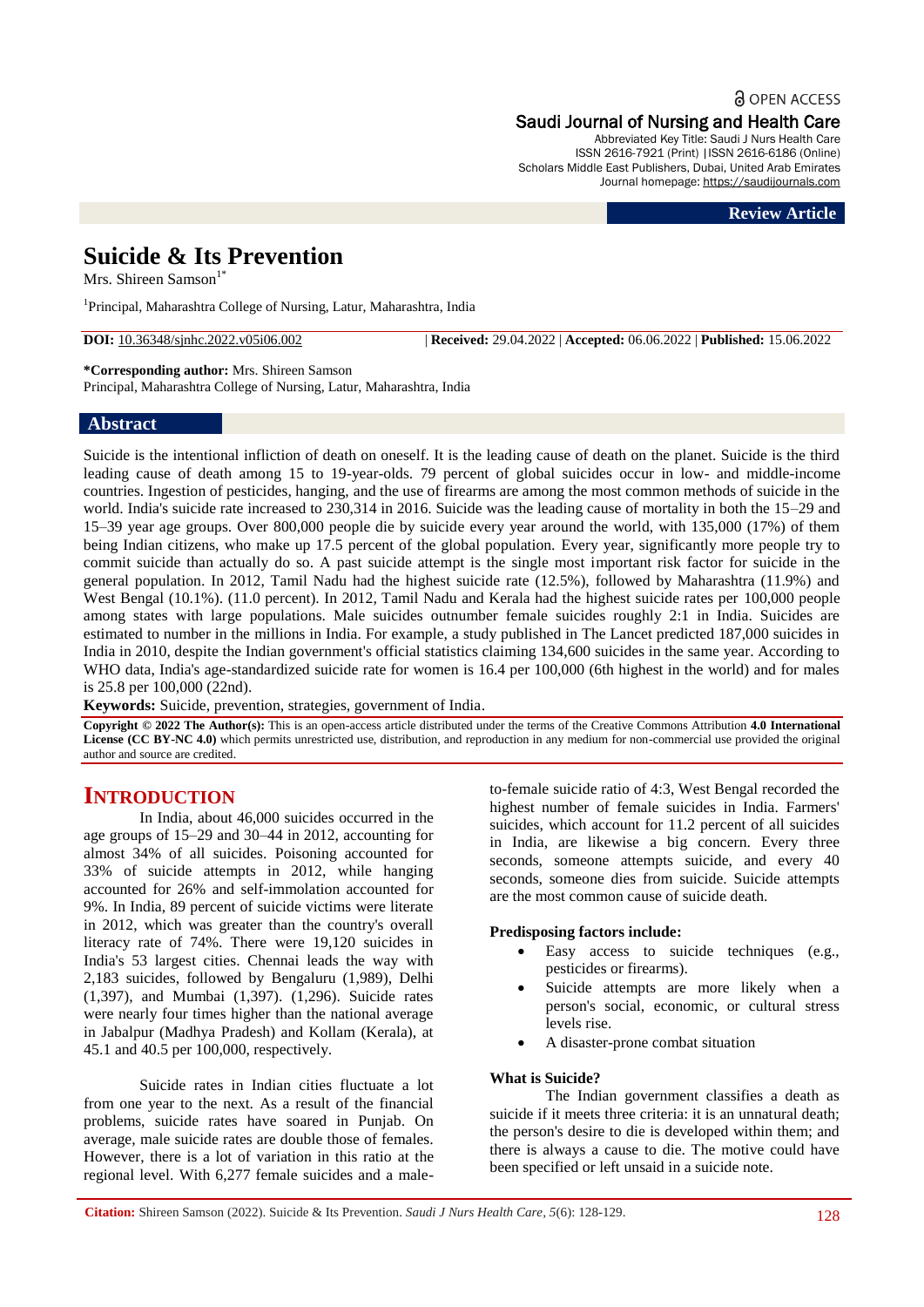Review Article

# Suicide & Its Prevention

Mrs. Shireen Samson[1*]

[1]Principal, Maharashtra College of Nursing, Latur, Maharashtra, India

**DOI:** 10.36348/sjnhc.2022.v05i06.002 | **Received:** 29.04.2022 | **Accepted:** 06.06.2022 | **Published:** 15.06.2022

***Corresponding author:** Mrs. Shireen Samson
Principal, Maharashtra College of Nursing, Latur, Maharashtra, India

## Abstract

Suicide is the intentional infliction of death on oneself. It is the leading cause of death on the planet. Suicide is the third leading cause of death among 15 to 19-year-olds. 79 percent of global suicides occur in low- and middle-income countries. Ingestion of pesticides, hanging, and the use of firearms are among the most common methods of suicide in the world. India's suicide rate increased to 230,314 in 2016. Suicide was the leading cause of mortality in both the 15–29 and 15–39 year age groups. Over 800,000 people die by suicide every year around the world, with 135,000 (17%) of them being Indian citizens, who make up 17.5 percent of the global population. Every year, significantly more people try to commit suicide than actually do so. A past suicide attempt is the single most important risk factor for suicide in the general population. In 2012, Tamil Nadu had the highest suicide rate (12.5%), followed by Maharashtra (11.9%) and West Bengal (10.1%). (11.0 percent). In 2012, Tamil Nadu and Kerala had the highest suicide rates per 100,000 people among states with large populations. Male suicides outnumber female suicides roughly 2:1 in India. Suicides are estimated to number in the millions in India. For example, a study published in The Lancet predicted 187,000 suicides in India in 2010, despite the Indian government's official statistics claiming 134,600 suicides in the same year. According to WHO data, India's age-standardized suicide rate for women is 16.4 per 100,000 (6th highest in the world) and for males is 25.8 per 100,000 (22nd).

**Keywords:** Suicide, prevention, strategies, government of India.

**Copyright © 2022 The Author(s):** This is an open-access article distributed under the terms of the Creative Commons Attribution **4.0 International License (CC BY-NC 4.0)** which permits unrestricted use, distribution, and reproduction in any medium for non-commercial use provided the original author and source are credited.

## INTRODUCTION

In India, about 46,000 suicides occurred in the age groups of 15–29 and 30–44 in 2012, accounting for almost 34% of all suicides. Poisoning accounted for 33% of suicide attempts in 2012, while hanging accounted for 26% and self-immolation accounted for 9%. In India, 89 percent of suicide victims were literate in 2012, which was greater than the country's overall literacy rate of 74%. There were 19,120 suicides in India's 53 largest cities. Chennai leads the way with 2,183 suicides, followed by Bengaluru (1,989), Delhi (1,397), and Mumbai (1,397). (1,296). Suicide rates were nearly four times higher than the national average in Jabalpur (Madhya Pradesh) and Kollam (Kerala), at 45.1 and 40.5 per 100,000, respectively.

Suicide rates in Indian cities fluctuate a lot from one year to the next. As a result of the financial problems, suicide rates have soared in Punjab. On average, male suicide rates are double those of females. However, there is a lot of variation in this ratio at the regional level. With 6,277 female suicides and a male-to-female suicide ratio of 4:3, West Bengal recorded the highest number of female suicides in India. Farmers' suicides, which account for 11.2 percent of all suicides in India, are likewise a big concern. Every three seconds, someone attempts suicide, and every 40 seconds, someone dies from suicide. Suicide attempts are the most common cause of suicide death.

### Predisposing factors include:

- Easy access to suicide techniques (e.g., pesticides or firearms).
- Suicide attempts are more likely when a person's social, economic, or cultural stress levels rise.
- A disaster-prone combat situation

### What is Suicide?

The Indian government classifies a death as suicide if it meets three criteria: it is an unnatural death; the person's desire to die is developed within them; and there is always a cause to die. The motive could have been specified or left unsaid in a suicide note.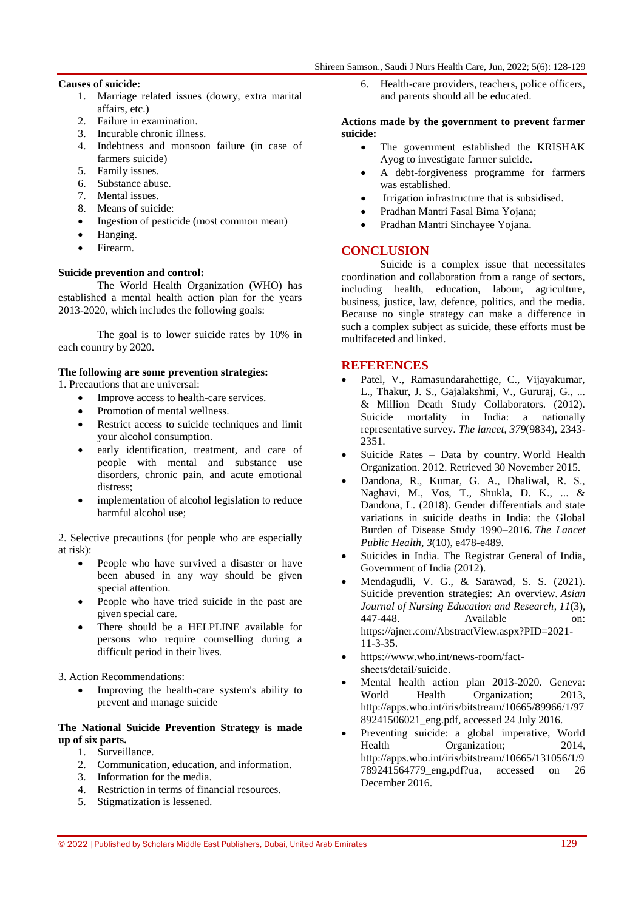**Causes of suicide:**

1. Marriage related issues (dowry, extra marital affairs, etc.)
2. Failure in examination.
3. Incurable chronic illness.
4. Indebtness and monsoon failure (in case of farmers suicide)
5. Family issues.
6. Substance abuse.
7. Mental issues.
8. Means of suicide:

- Ingestion of pesticide (most common mean)
- Hanging.
- Firearm.

**Suicide prevention and control:**

The World Health Organization (WHO) has established a mental health action plan for the years 2013-2020, which includes the following goals:

The goal is to lower suicide rates by 10% in each country by 2020.

**The following are some prevention strategies:**

1. Precautions that are universal:

- Improve access to health-care services.
- Promotion of mental wellness.
- Restrict access to suicide techniques and limit your alcohol consumption.
- early identification, treatment, and care of people with mental and substance use disorders, chronic pain, and acute emotional distress;
- implementation of alcohol legislation to reduce harmful alcohol use;

2. Selective precautions (for people who are especially at risk):

- People who have survived a disaster or have been abused in any way should be given special attention.
- People who have tried suicide in the past are given special care.
- There should be a HELPLINE available for persons who require counselling during a difficult period in their lives.

3. Action Recommendations:

- Improving the health-care system's ability to prevent and manage suicide

**The National Suicide Prevention Strategy is made up of six parts.**

1. Surveillance.
2. Communication, education, and information.
3. Information for the media.
4. Restriction in terms of financial resources.
5. Stigmatization is lessened.
6. Health-care providers, teachers, police officers, and parents should all be educated.

**Actions made by the government to prevent farmer suicide:**

- The government established the KRISHAK Ayog to investigate farmer suicide.
- A debt-forgiveness programme for farmers was established.
- Irrigation infrastructure that is subsidised.
- Pradhan Mantri Fasal Bima Yojana;
- Pradhan Mantri Sinchayee Yojana.

## CONCLUSION

Suicide is a complex issue that necessitates coordination and collaboration from a range of sectors, including health, education, labour, agriculture, business, justice, law, defence, politics, and the media. Because no single strategy can make a difference in such a complex subject as suicide, these efforts must be multifaceted and linked.

## REFERENCES

- Patel, V., Ramasundarahettige, C., Vijayakumar, L., Thakur, J. S., Gajalakshmi, V., Gururaj, G., ... & Million Death Study Collaborators. (2012). Suicide mortality in India: a nationally representative survey. *The lancet*, *379*(9834), 2343-2351.
- Suicide Rates – Data by country. World Health Organization. 2012. Retrieved 30 November 2015.
- Dandona, R., Kumar, G. A., Dhaliwal, R. S., Naghavi, M., Vos, T., Shukla, D. K., ... & Dandona, L. (2018). Gender differentials and state variations in suicide deaths in India: the Global Burden of Disease Study 1990–2016. *The Lancet Public Health*, *3*(10), e478-e489.
- Suicides in India. The Registrar General of India, Government of India (2012).
- Mendagudli, V. G., & Sarawad, S. S. (2021). Suicide prevention strategies: An overview. *Asian Journal of Nursing Education and Research*, *11*(3), 447-448. Available on: https://ajner.com/AbstractView.aspx?PID=2021-11-3-35.
- https://www.who.int/news-room/fact-sheets/detail/suicide.
- Mental health action plan 2013-2020. Geneva: World Health Organization; 2013, http://apps.who.int/iris/bitstream/10665/89966/1/9789241506021_eng.pdf, accessed 24 July 2016.
- Preventing suicide: a global imperative, World Health Organization; 2014, http://apps.who.int/iris/bitstream/10665/131056/1/9789241564779_eng.pdf?ua, accessed on 26 December 2016.